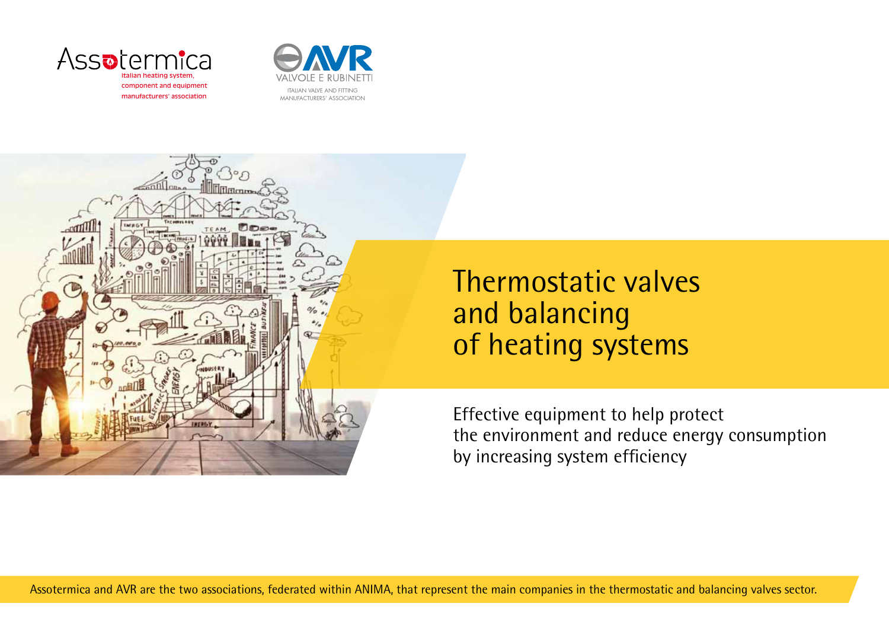Assotermica
Italian heating system, component and equipment manufacturers' association

AVR
VALVOLE E RUBINETTI
ITALIAN VALVE AND FITTING MANUFACTURERS' ASSOCIATION

# Thermostatic valves and balancing of heating systems

Effective equipment to help protect the environment and reduce energy consumption by increasing system efficiency

Assotermica and AVR are the two associations, federated within ANIMA, that represent the main companies in the thermostatic and balancing valves sector.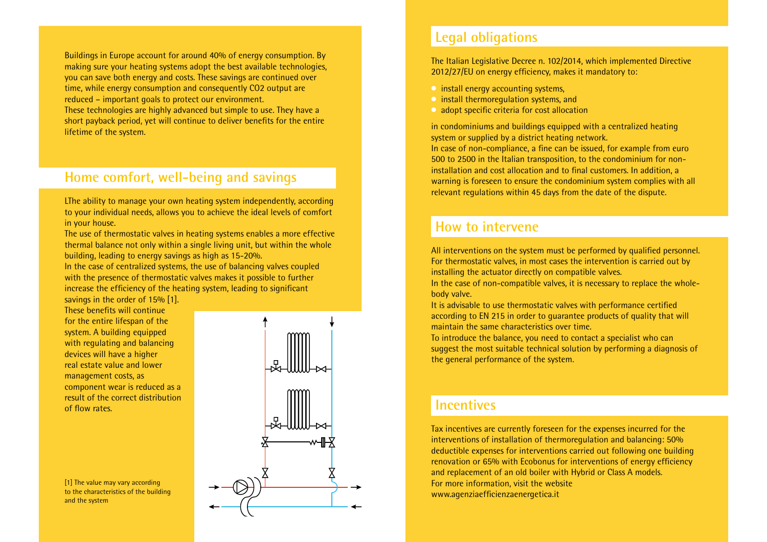Buildings in Europe account for around 40% of energy consumption. By making sure your heating systems adopt the best available technologies, you can save both energy and costs. These savings are continued over time, while energy consumption and consequently $CO_2$ output are reduced – important goals to protect our environment.
These technologies are highly advanced but simple to use. They have a short payback period, yet will continue to deliver benefits for the entire lifetime of the system.

## Home comfort, well-being and savings

LThe ability to manage your own heating system independently, according to your individual needs, allows you to achieve the ideal levels of comfort in your house.
The use of thermostatic valves in heating systems enables a more effective thermal balance not only within a single living unit, but within the whole building, leading to energy savings as high as 15-20%.
In the case of centralized systems, the use of balancing valves coupled with the presence of thermostatic valves makes it possible to further increase the efficiency of the heating system, leading to significant savings in the order of 15% [1].
These benefits will continue for the entire lifespan of the system. A building equipped with regulating and balancing devices will have a higher real estate value and lower management costs, as component wear is reduced as a result of the correct distribution of flow rates.

[1] The value may vary according to the characteristics of the building and the system

## Legal obligations

The Italian Legislative Decree n. 102/2014, which implemented Directive 2012/27/EU on energy efficiency, makes it mandatory to:

- install energy accounting systems,
- install thermoregulation systems, and
- adopt specific criteria for cost allocation

in condominiums and buildings equipped with a centralized heating system or supplied by a district heating network.
In case of non-compliance, a fine can be issued, for example from euro 500 to 2500 in the Italian transposition, to the condominium for non-installation and cost allocation and to final customers. In addition, a warning is foreseen to ensure the condominium system complies with all relevant regulations within 45 days from the date of the dispute.

## How to intervene

All interventions on the system must be performed by qualified personnel.
For thermostatic valves, in most cases the intervention is carried out by installing the actuator directly on compatible valves.
In the case of non-compatible valves, it is necessary to replace the whole-body valve.
It is advisable to use thermostatic valves with performance certified according to EN 215 in order to guarantee products of quality that will maintain the same characteristics over time.
To introduce the balance, you need to contact a specialist who can suggest the most suitable technical solution by performing a diagnosis of the general performance of the system.

## Incentives

Tax incentives are currently foreseen for the expenses incurred for the interventions of installation of thermoregulation and balancing: 50% deductible expenses for interventions carried out following one building renovation or 65% with Ecobonus for interventions of energy efficiency and replacement of an old boiler with Hybrid or Class A models.
For more information, visit the website
www.agenziaefficienzaenergetica.it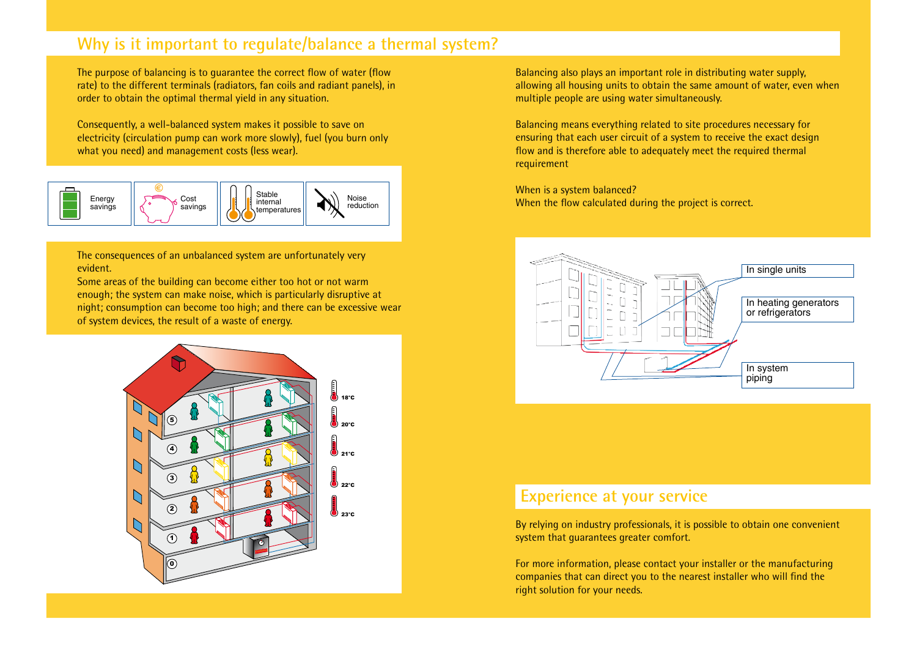## Why is it important to regulate/balance a thermal system?

The purpose of balancing is to guarantee the correct flow of water (flow rate) to the different terminals (radiators, fan coils and radiant panels), in order to obtain the optimal thermal yield in any situation.

Consequently, a well-balanced system makes it possible to save on electricity (circulation pump can work more slowly), fuel (you burn only what you need) and management costs (less wear).

Energy savings | Cost savings | Stable internal temperatures | Noise reduction

The consequences of an unbalanced system are unfortunately very evident.
Some areas of the building can become either too hot or not warm enough; the system can make noise, which is particularly disruptive at night; consumption can become too high; and there can be excessive wear of system devices, the result of a waste of energy.

Balancing also plays an important role in distributing water supply, allowing all housing units to obtain the same amount of water, even when multiple people are using water simultaneously.

Balancing means everything related to site procedures necessary for ensuring that each user circuit of a system to receive the exact design flow and is therefore able to adequately meet the required thermal requirement

When is a system balanced?
When the flow calculated during the project is correct.

In single units
In heating generators or refrigerators
In system piping

## Experience at your service

By relying on industry professionals, it is possible to obtain one convenient system that guarantees greater comfort.

For more information, please contact your installer or the manufacturing companies that can direct you to the nearest installer who will find the right solution for your needs.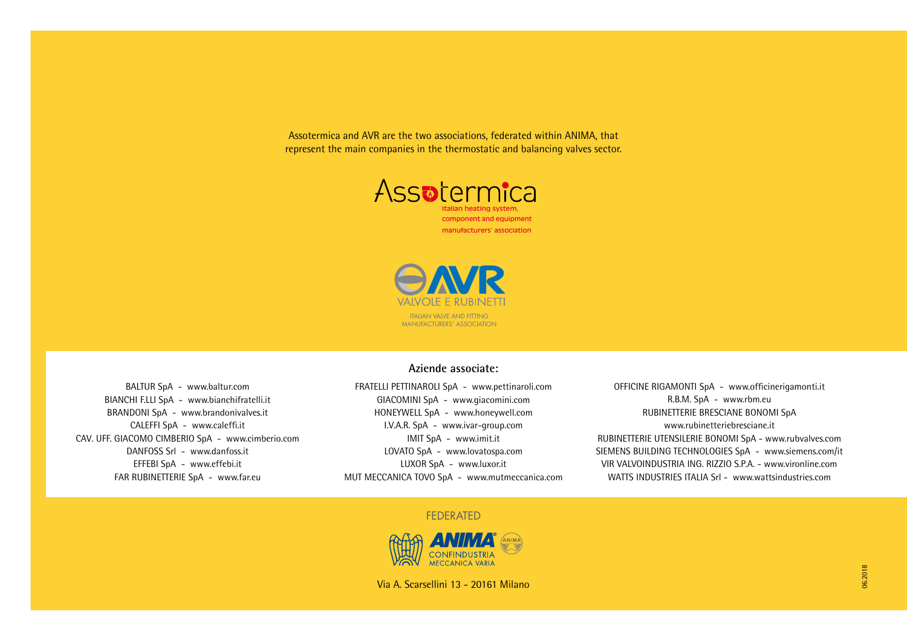Assotermica and AVR are the two associations, federated within ANIMA, that represent the main companies in the thermostatic and balancing valves sector.

Assotermica
Italian heating system, component and equipment manufacturers' association

AVR
VALVOLE E RUBINETTI
ITALIAN VALVE AND FITTING MANUFACTURERS' ASSOCIATION

## Aziende associate:

BALTUR SpA - www.baltur.com
BIANCHI F.LLI SpA - www.bianchifratelli.it
BRANDONI SpA - www.brandonivalves.it
CALEFFI SpA - www.caleffi.it
CAV. UFF. GIACOMO CIMBERIO SpA - www.cimberio.com
DANFOSS Srl - www.danfoss.it
EFFEBI SpA - www.effebi.it
FAR RUBINETTERIE SpA - www.far.eu

FRATELLI PETTINAROLI SpA - www.pettinaroli.com
GIACOMINI SpA - www.giacomini.com
HONEYWELL SpA - www.honeywell.com
I.V.A.R. SpA - www.ivar-group.com
IMIT SpA - www.imit.it
LOVATO SpA - www.lovatospa.com
LUXOR SpA - www.luxor.it
MUT MECCANICA TOVO SpA - www.mutmeccanica.com

OFFICINE RIGAMONTI SpA - www.officinerigamonti.it
R.B.M. SpA - www.rbm.eu
RUBINETTERIE BRESCIANE BONOMI SpA
www.rubinetteriebresciane.it
RUBINETTERIE UTENSILERIE BONOMI SpA - www.rubvalves.com
SIEMENS BUILDING TECHNOLOGIES SpA - www.siemens.com/it
VIR VALVOINDUSTRIA ING. RIZZIO S.P.A. - www.vironline.com
WATTS INDUSTRIES ITALIA Srl - www.wattsindustries.com

FEDERATED

ANIMA
CONFINDUSTRIA
MECCANICA VARIA

Via A. Scarsellini 13 - 20161 Milano

06.2018